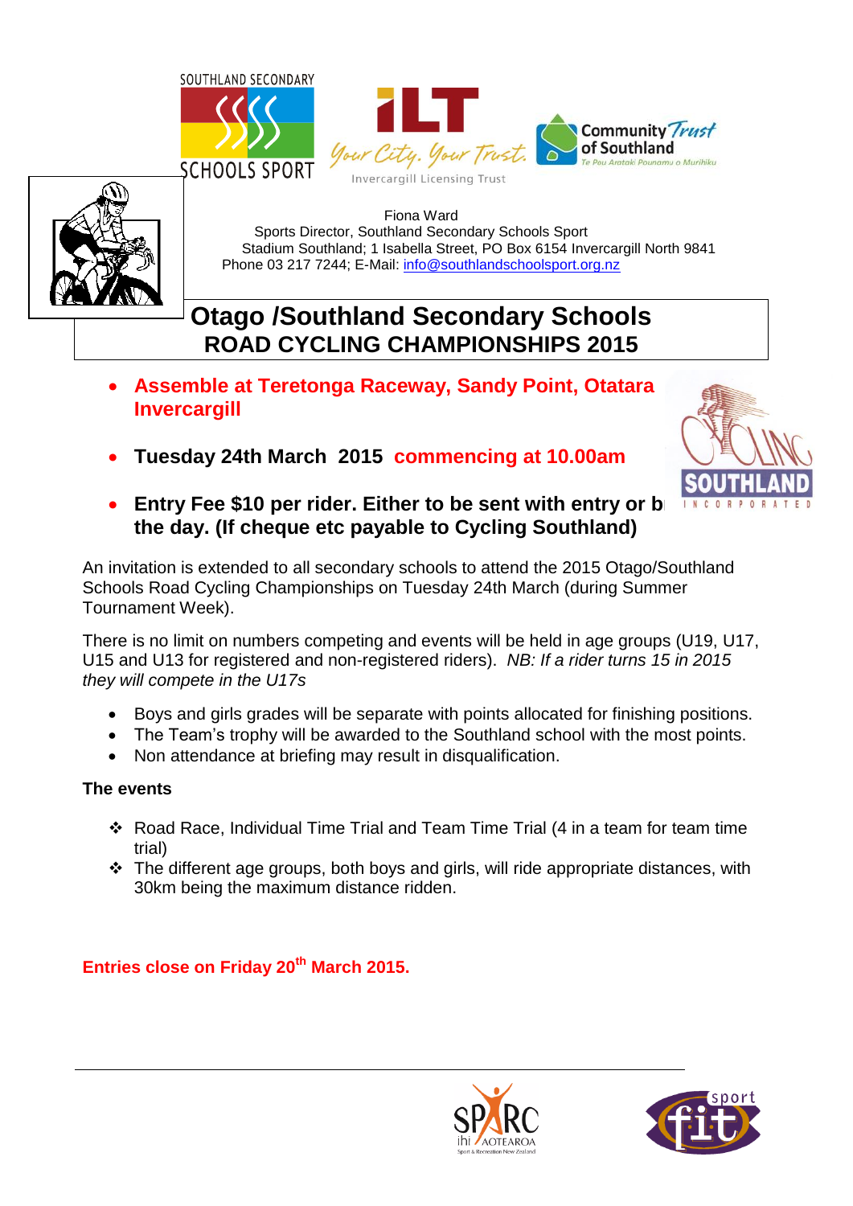Fiona Ward
Sports Director, Southland Secondary Schools Sport
Stadium Southland; 1 Isabella Street, PO Box 6154 Invercargill North 9841
Phone 03 217 7244; E-Mail: info@southlandschoolsport.org.nz

# Otago /Southland Secondary Schools
## ROAD CYCLING CHAMPIONSHIPS 2015

- **Assemble at Teretonga Raceway, Sandy Point, Otatara Invercargill**
- **Tuesday 24th March 2015 commencing at 10.00am**
- **Entry Fee $10 per rider. Either to be sent with entry or b the day. (If cheque etc payable to Cycling Southland)**

An invitation is extended to all secondary schools to attend the 2015 Otago/Southland Schools Road Cycling Championships on Tuesday 24th March (during Summer Tournament Week).

There is no limit on numbers competing and events will be held in age groups (U19, U17, U15 and U13 for registered and non-registered riders). *NB: If a rider turns 15 in 2015 they will compete in the U17s*

- Boys and girls grades will be separate with points allocated for finishing positions.
- The Team's trophy will be awarded to the Southland school with the most points.
- Non attendance at briefing may result in disqualification.

**The events**

- Road Race, Individual Time Trial and Team Time Trial (4 in a team for team time trial)
- The different age groups, both boys and girls, will ride appropriate distances, with 30km being the maximum distance ridden.

**Entries close on Friday 20th March 2015.**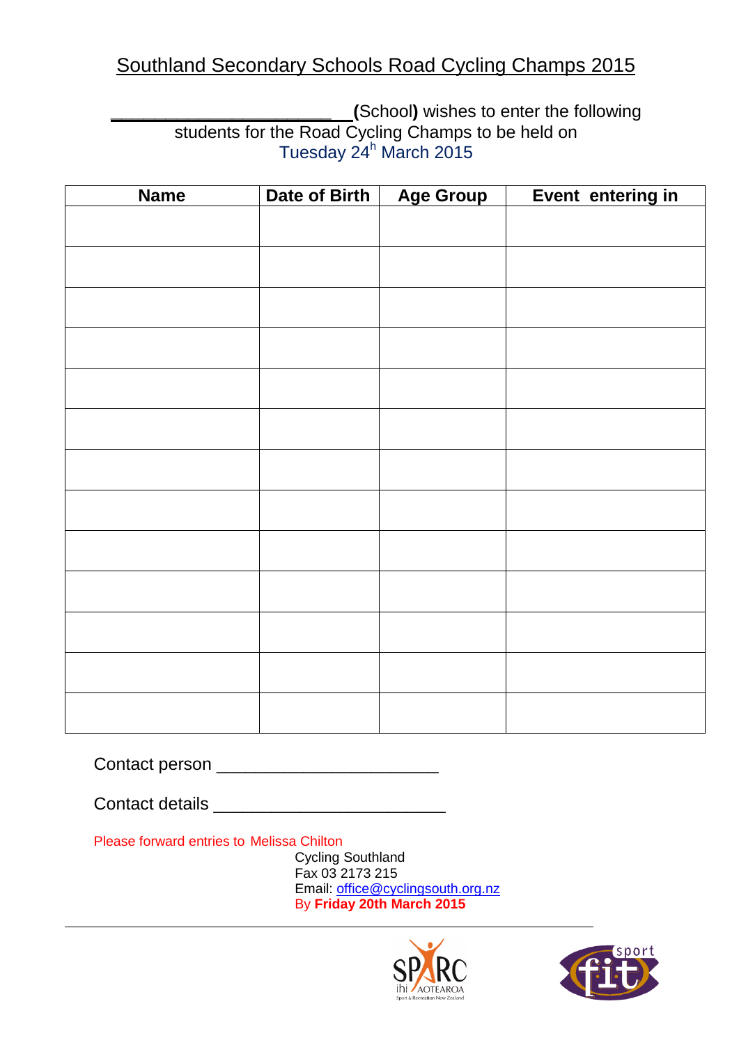# Southland Secondary Schools Road Cycling Champs 2015

\_\_\_\_\_\_\_\_\_\_\_\_\_\_\_\_\_\_\_\_\_\_\_\_**(**School**)** wishes to enter the following students for the Road Cycling Champs to be held on Tuesday 24[h] March 2015

| Name | Date of Birth | Age Group | Event entering in |
|---|---|---|---|
| | | | |
| | | | |
| | | | |
| | | | |
| | | | |
| | | | |
| | | | |
| | | | |
| | | | |
| | | | |
| | | | |
| | | | |
| | | | |

Contact person \_\_\_\_\_\_\_\_\_\_\_\_\_\_\_\_\_\_\_\_\_\_\_\_

Contact details \_\_\_\_\_\_\_\_\_\_\_\_\_\_\_\_\_\_\_\_\_\_\_\_

Please forward entries to Melissa Chilton
Cycling Southland
Fax 03 2173 215
Email: office@cyclingsouth.org.nz
By **Friday 20th March 2015**